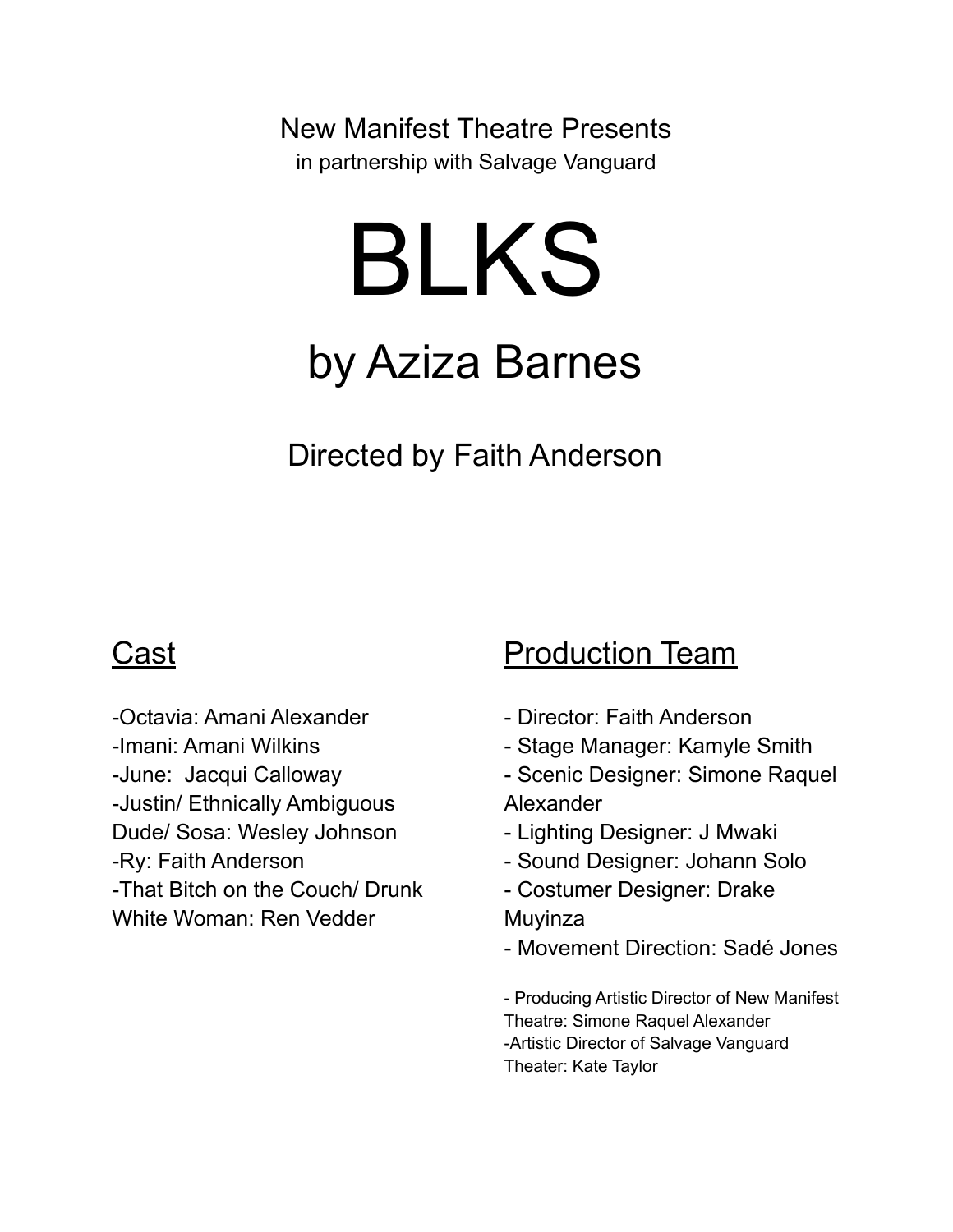New Manifest Theatre Presents
in partnership with Salvage Vanguard

# BLKS

## by Aziza Barnes

### Directed by Faith Anderson

## Cast

- Octavia: Amani Alexander
- Imani: Amani Wilkins
- June: Jacqui Calloway
- Justin/ Ethnically Ambiguous Dude/ Sosa: Wesley Johnson
- Ry: Faith Anderson
- That Bitch on the Couch/ Drunk White Woman: Ren Vedder

## Production Team

- Director: Faith Anderson
- Stage Manager: Kamyle Smith
- Scenic Designer: Simone Raquel Alexander
- Lighting Designer: J Mwaki
- Sound Designer: Johann Solo
- Costumer Designer: Drake Muyinza
- Movement Direction: Sadé Jones

- Producing Artistic Director of New Manifest Theatre: Simone Raquel Alexander
- Artistic Director of Salvage Vanguard Theater: Kate Taylor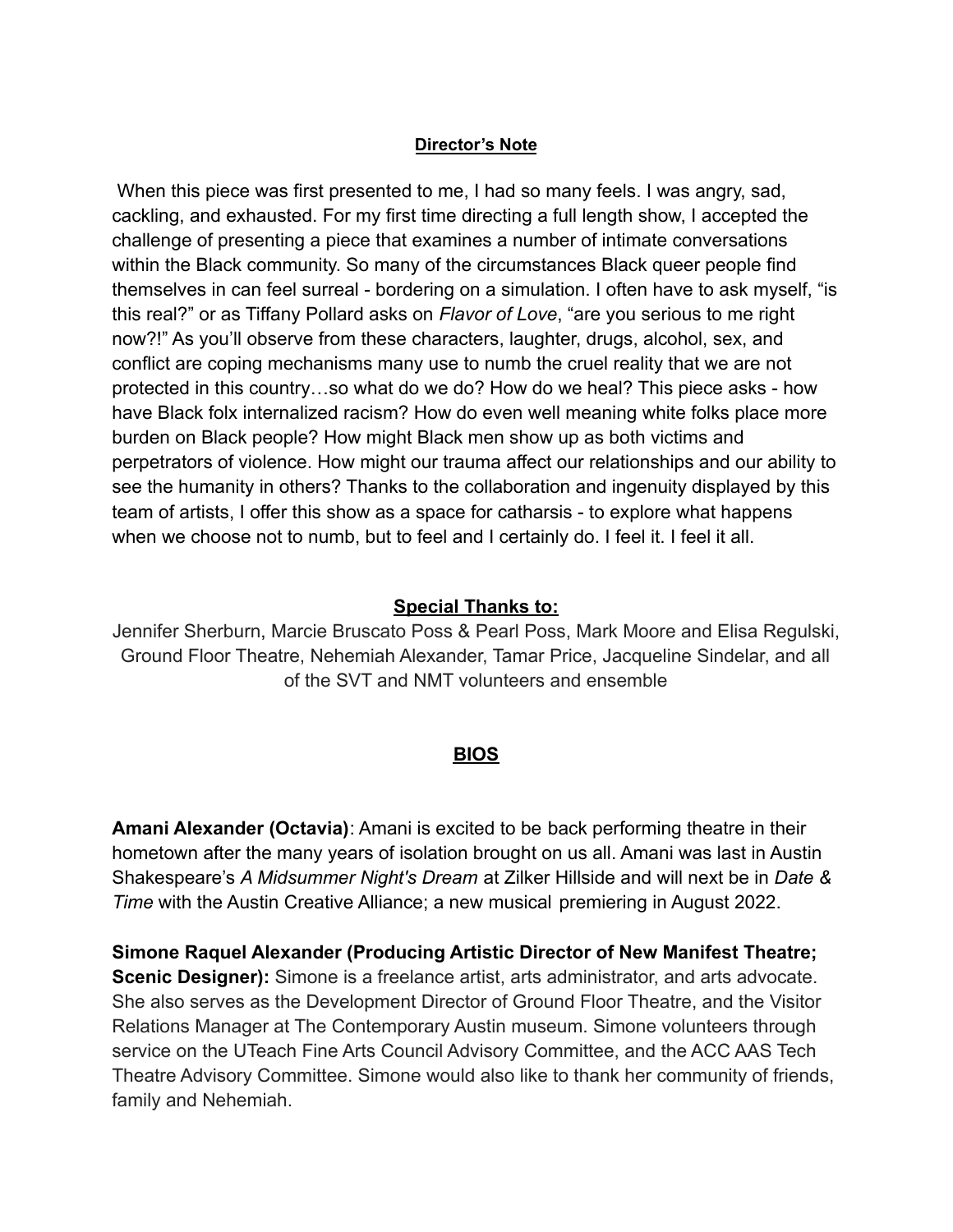## Director's Note

When this piece was first presented to me, I had so many feels. I was angry, sad, cackling, and exhausted. For my first time directing a full length show, I accepted the challenge of presenting a piece that examines a number of intimate conversations within the Black community. So many of the circumstances Black queer people find themselves in can feel surreal - bordering on a simulation. I often have to ask myself, "is this real?" or as Tiffany Pollard asks on *Flavor of Love*, "are you serious to me right now?!" As you'll observe from these characters, laughter, drugs, alcohol, sex, and conflict are coping mechanisms many use to numb the cruel reality that we are not protected in this country…so what do we do? How do we heal? This piece asks - how have Black folx internalized racism? How do even well meaning white folks place more burden on Black people? How might Black men show up as both victims and perpetrators of violence. How might our trauma affect our relationships and our ability to see the humanity in others? Thanks to the collaboration and ingenuity displayed by this team of artists, I offer this show as a space for catharsis - to explore what happens when we choose not to numb, but to feel and I certainly do. I feel it. I feel it all.

## Special Thanks to:

Jennifer Sherburn, Marcie Bruscato Poss & Pearl Poss, Mark Moore and Elisa Regulski, Ground Floor Theatre, Nehemiah Alexander, Tamar Price, Jacqueline Sindelar, and all of the SVT and NMT volunteers and ensemble

## BIOS

**Amani Alexander (Octavia)**: Amani is excited to be back performing theatre in their hometown after the many years of isolation brought on us all. Amani was last in Austin Shakespeare's *A Midsummer Night's Dream* at Zilker Hillside and will next be in *Date & Time* with the Austin Creative Alliance; a new musical premiering in August 2022.

**Simone Raquel Alexander (Producing Artistic Director of New Manifest Theatre; Scenic Designer):** Simone is a freelance artist, arts administrator, and arts advocate. She also serves as the Development Director of Ground Floor Theatre, and the Visitor Relations Manager at The Contemporary Austin museum. Simone volunteers through service on the UTeach Fine Arts Council Advisory Committee, and the ACC AAS Tech Theatre Advisory Committee. Simone would also like to thank her community of friends, family and Nehemiah.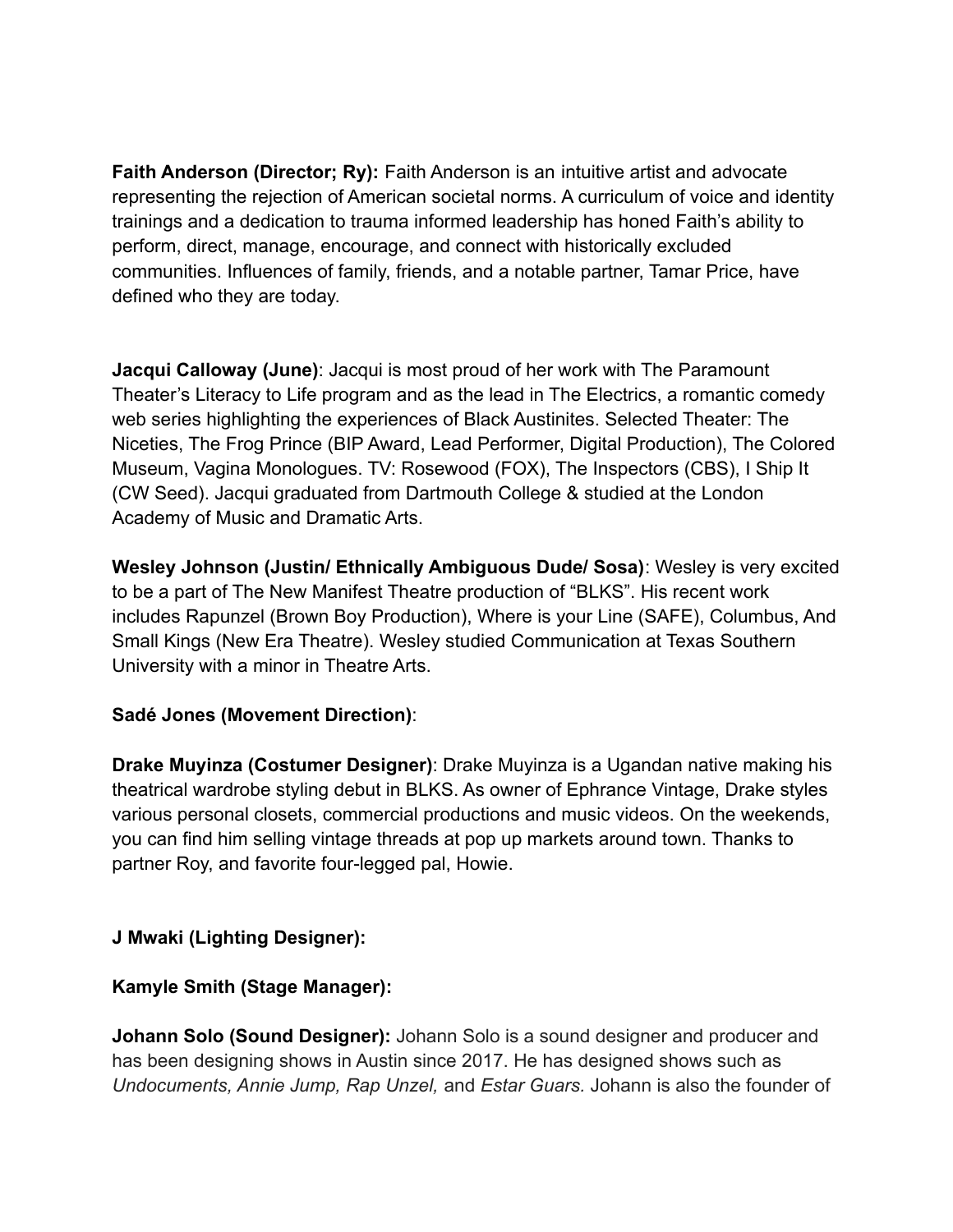**Faith Anderson (Director; Ry):** Faith Anderson is an intuitive artist and advocate representing the rejection of American societal norms. A curriculum of voice and identity trainings and a dedication to trauma informed leadership has honed Faith's ability to perform, direct, manage, encourage, and connect with historically excluded communities. Influences of family, friends, and a notable partner, Tamar Price, have defined who they are today.

**Jacqui Calloway (June)**: Jacqui is most proud of her work with The Paramount Theater's Literacy to Life program and as the lead in The Electrics, a romantic comedy web series highlighting the experiences of Black Austinites. Selected Theater: The Niceties, The Frog Prince (BIP Award, Lead Performer, Digital Production), The Colored Museum, Vagina Monologues. TV: Rosewood (FOX), The Inspectors (CBS), I Ship It (CW Seed). Jacqui graduated from Dartmouth College & studied at the London Academy of Music and Dramatic Arts.

**Wesley Johnson (Justin/ Ethnically Ambiguous Dude/ Sosa)**: Wesley is very excited to be a part of The New Manifest Theatre production of "BLKS". His recent work includes Rapunzel (Brown Boy Production), Where is your Line (SAFE), Columbus, And Small Kings (New Era Theatre). Wesley studied Communication at Texas Southern University with a minor in Theatre Arts.

**Sadé Jones (Movement Direction)**:

**Drake Muyinza (Costumer Designer)**: Drake Muyinza is a Ugandan native making his theatrical wardrobe styling debut in BLKS. As owner of Ephrance Vintage, Drake styles various personal closets, commercial productions and music videos. On the weekends, you can find him selling vintage threads at pop up markets around town. Thanks to partner Roy, and favorite four-legged pal, Howie.

**J Mwaki (Lighting Designer):**

**Kamyle Smith (Stage Manager):**

**Johann Solo (Sound Designer):** Johann Solo is a sound designer and producer and has been designing shows in Austin since 2017. He has designed shows such as *Undocuments, Annie Jump, Rap Unzel,* and *Estar Guars.* Johann is also the founder of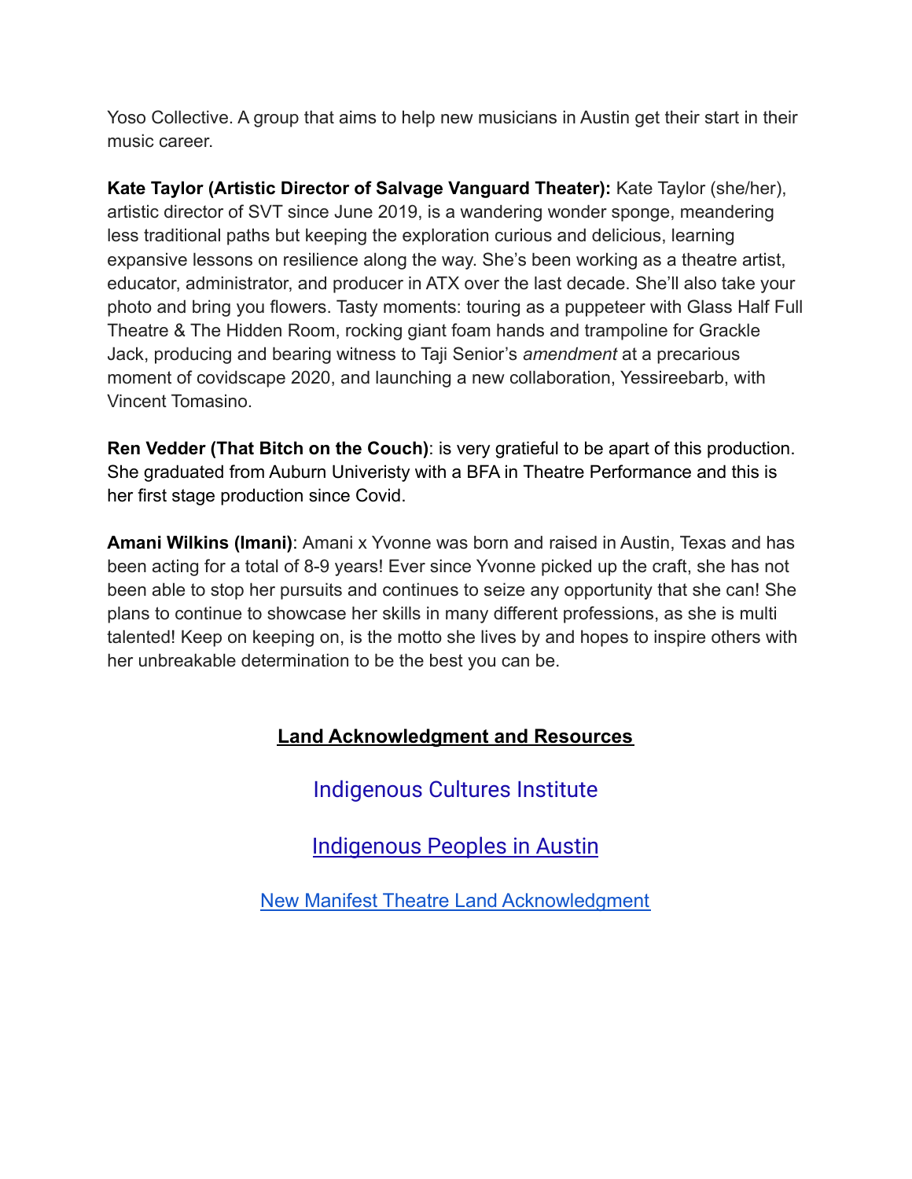Yoso Collective. A group that aims to help new musicians in Austin get their start in their music career.

**Kate Taylor (Artistic Director of Salvage Vanguard Theater):** Kate Taylor (she/her), artistic director of SVT since June 2019, is a wandering wonder sponge, meandering less traditional paths but keeping the exploration curious and delicious, learning expansive lessons on resilience along the way. She's been working as a theatre artist, educator, administrator, and producer in ATX over the last decade. She'll also take your photo and bring you flowers. Tasty moments: touring as a puppeteer with Glass Half Full Theatre & The Hidden Room, rocking giant foam hands and trampoline for Grackle Jack, producing and bearing witness to Taji Senior's *amendment* at a precarious moment of covidscape 2020, and launching a new collaboration, Yessireebarb, with Vincent Tomasino.

**Ren Vedder (That Bitch on the Couch)**: is very gratieful to be apart of this production. She graduated from Auburn Univeristy with a BFA in Theatre Performance and this is her first stage production since Covid.

**Amani Wilkins (Imani)**: Amani x Yvonne was born and raised in Austin, Texas and has been acting for a total of 8-9 years! Ever since Yvonne picked up the craft, she has not been able to stop her pursuits and continues to seize any opportunity that she can! She plans to continue to showcase her skills in many different professions, as she is multi talented! Keep on keeping on, is the motto she lives by and hopes to inspire others with her unbreakable determination to be the best you can be.

## Land Acknowledgment and Resources

Indigenous Cultures Institute

Indigenous Peoples in Austin

New Manifest Theatre Land Acknowledgment